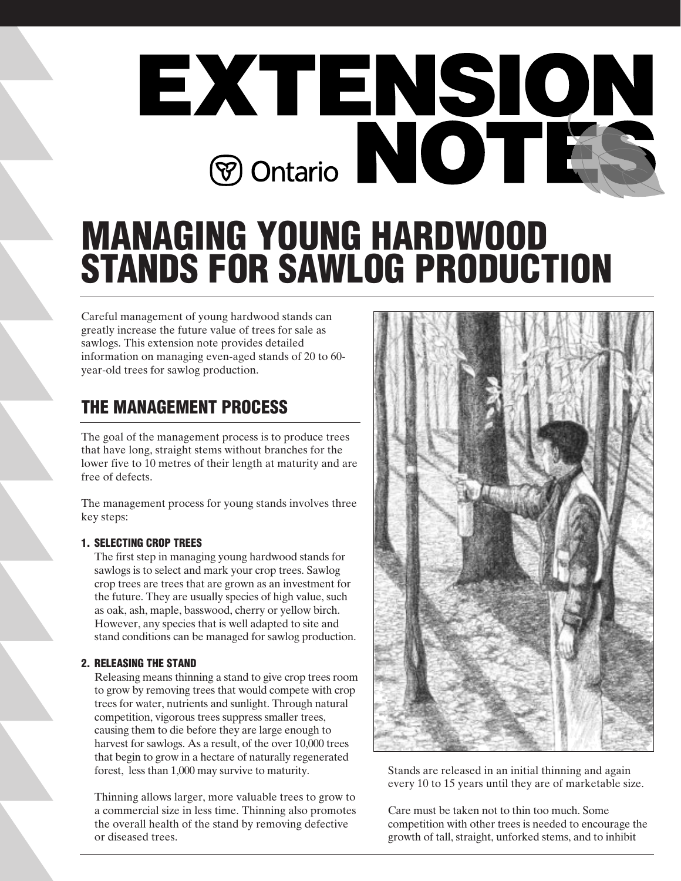# EXTENSION NOTES

Ontario

# MANAGING YOUNG HARDWOOD STANDS FOR SAWLOG PRODUCTION

Careful management of young hardwood stands can greatly increase the future value of trees for sale as sawlogs. This extension note provides detailed information on managing even-aged stands of 20 to 60-year-old trees for sawlog production.

## THE MANAGEMENT PROCESS

The goal of the management process is to produce trees that have long, straight stems without branches for the lower five to 10 metres of their length at maturity and are free of defects.

The management process for young stands involves three key steps:

### 1. SELECTING CROP TREES

The first step in managing young hardwood stands for sawlogs is to select and mark your crop trees. Sawlog crop trees are trees that are grown as an investment for the future. They are usually species of high value, such as oak, ash, maple, basswood, cherry or yellow birch. However, any species that is well adapted to site and stand conditions can be managed for sawlog production.

### 2. RELEASING THE STAND

Releasing means thinning a stand to give crop trees room to grow by removing trees that would compete with crop trees for water, nutrients and sunlight. Through natural competition, vigorous trees suppress smaller trees, causing them to die before they are large enough to harvest for sawlogs. As a result, of the over 10,000 trees that begin to grow in a hectare of naturally regenerated forest, less than 1,000 may survive to maturity.

Thinning allows larger, more valuable trees to grow to a commercial size in less time. Thinning also promotes the overall health of the stand by removing defective or diseased trees.

Stands are released in an initial thinning and again every 10 to 15 years until they are of marketable size.

Care must be taken not to thin too much. Some competition with other trees is needed to encourage the growth of tall, straight, unforked stems, and to inhibit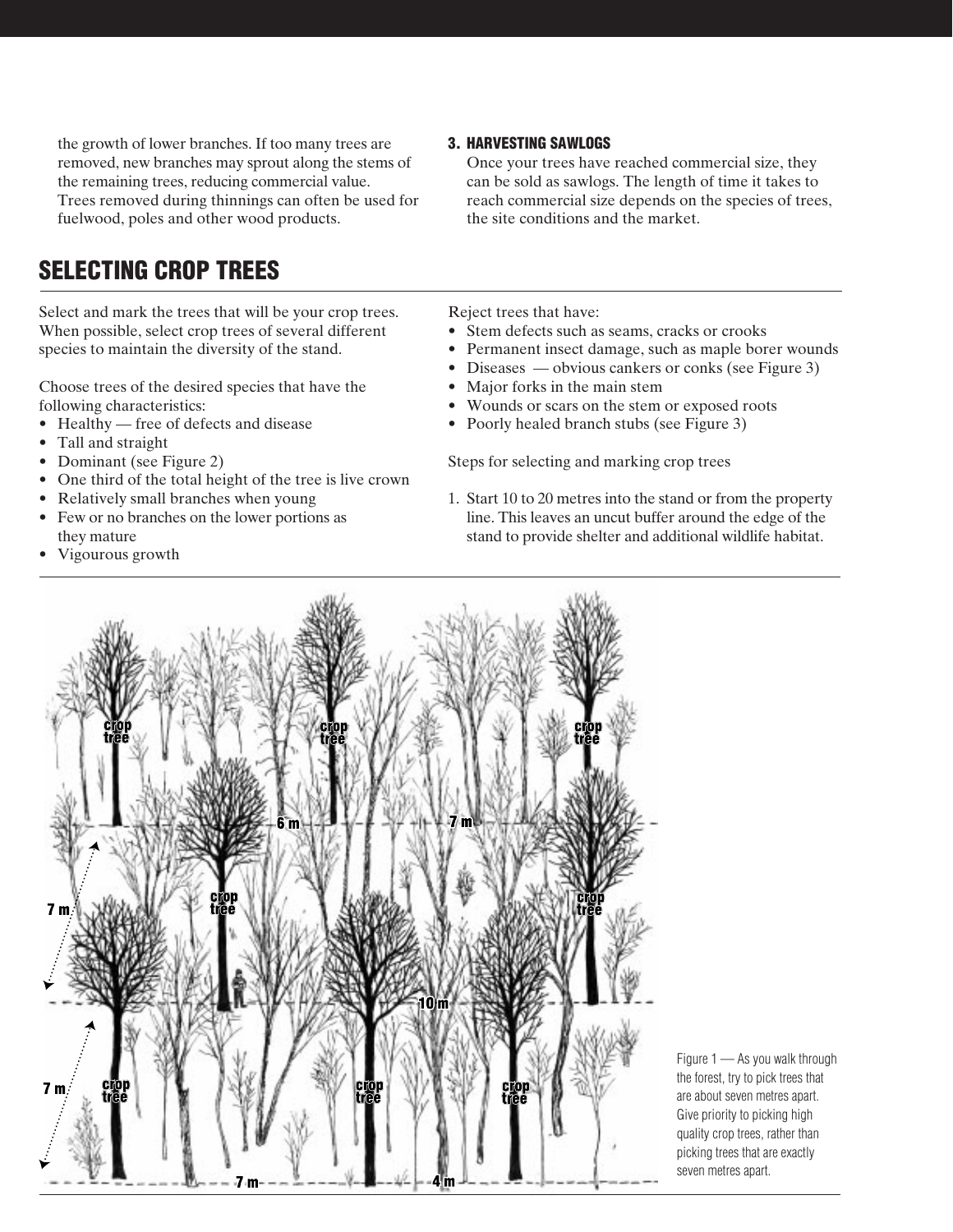the growth of lower branches. If too many trees are removed, new branches may sprout along the stems of the remaining trees, reducing commercial value. Trees removed during thinnings can often be used for fuelwood, poles and other wood products.

### 3. HARVESTING SAWLOGS

Once your trees have reached commercial size, they can be sold as sawlogs. The length of time it takes to reach commercial size depends on the species of trees, the site conditions and the market.

## SELECTING CROP TREES

Select and mark the trees that will be your crop trees. When possible, select crop trees of several different species to maintain the diversity of the stand.

Choose trees of the desired species that have the following characteristics:

- Healthy — free of defects and disease
- Tall and straight
- Dominant (see Figure 2)
- One third of the total height of the tree is live crown
- Relatively small branches when young
- Few or no branches on the lower portions as they mature
- Vigourous growth

Reject trees that have:

- Stem defects such as seams, cracks or crooks
- Permanent insect damage, such as maple borer wounds
- Diseases — obvious cankers or conks (see Figure 3)
- Major forks in the main stem
- Wounds or scars on the stem or exposed roots
- Poorly healed branch stubs (see Figure 3)

Steps for selecting and marking crop trees

1. Start 10 to 20 metres into the stand or from the property line. This leaves an uncut buffer around the edge of the stand to provide shelter and additional wildlife habitat.

Figure 1 — As you walk through the forest, try to pick trees that are about seven metres apart. Give priority to picking high quality crop trees, rather than picking trees that are exactly seven metres apart.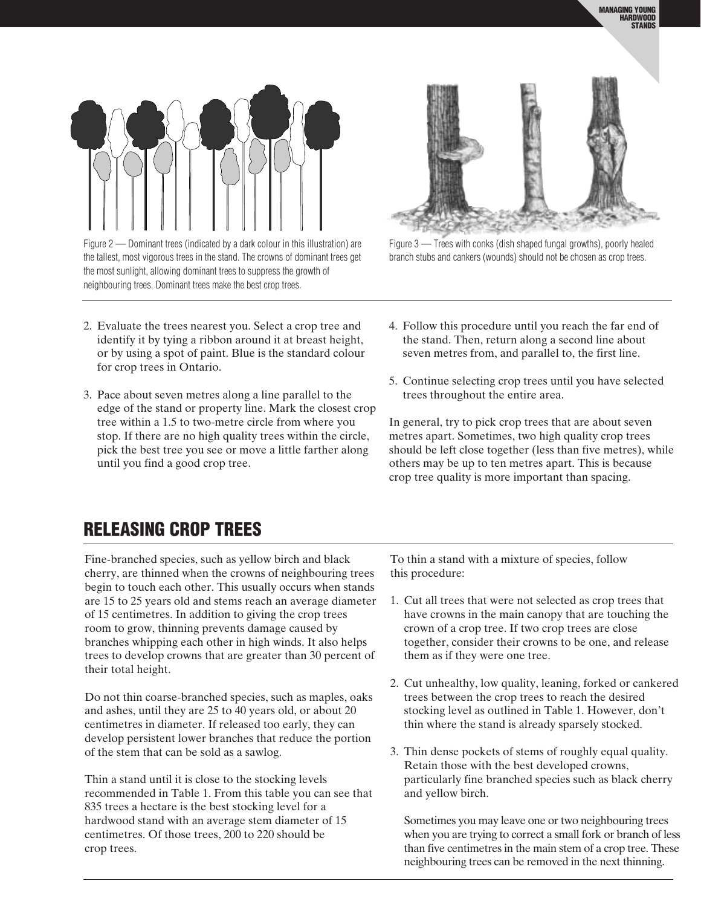Figure 2 — Dominant trees (indicated by a dark colour in this illustration) are the tallest, most vigorous trees in the stand. The crowns of dominant trees get the most sunlight, allowing dominant trees to suppress the growth of neighbouring trees. Dominant trees make the best crop trees.

Figure 3 — Trees with conks (dish shaped fungal growths), poorly healed branch stubs and cankers (wounds) should not be chosen as crop trees.

2. Evaluate the trees nearest you. Select a crop tree and identify it by tying a ribbon around it at breast height, or by using a spot of paint. Blue is the standard colour for crop trees in Ontario.

3. Pace about seven metres along a line parallel to the edge of the stand or property line. Mark the closest crop tree within a 1.5 to two-metre circle from where you stop. If there are no high quality trees within the circle, pick the best tree you see or move a little farther along until you find a good crop tree.

4. Follow this procedure until you reach the far end of the stand. Then, return along a second line about seven metres from, and parallel to, the first line.

5. Continue selecting crop trees until you have selected trees throughout the entire area.

In general, try to pick crop trees that are about seven metres apart. Sometimes, two high quality crop trees should be left close together (less than five metres), while others may be up to ten metres apart. This is because crop tree quality is more important than spacing.

## RELEASING CROP TREES

Fine-branched species, such as yellow birch and black cherry, are thinned when the crowns of neighbouring trees begin to touch each other. This usually occurs when stands are 15 to 25 years old and stems reach an average diameter of 15 centimetres. In addition to giving the crop trees room to grow, thinning prevents damage caused by branches whipping each other in high winds. It also helps trees to develop crowns that are greater than 30 percent of their total height.

Do not thin coarse-branched species, such as maples, oaks and ashes, until they are 25 to 40 years old, or about 20 centimetres in diameter. If released too early, they can develop persistent lower branches that reduce the portion of the stem that can be sold as a sawlog.

Thin a stand until it is close to the stocking levels recommended in Table 1. From this table you can see that 835 trees a hectare is the best stocking level for a hardwood stand with an average stem diameter of 15 centimetres. Of those trees, 200 to 220 should be crop trees.

To thin a stand with a mixture of species, follow this procedure:

1. Cut all trees that were not selected as crop trees that have crowns in the main canopy that are touching the crown of a crop tree. If two crop trees are close together, consider their crowns to be one, and release them as if they were one tree.

2. Cut unhealthy, low quality, leaning, forked or cankered trees between the crop trees to reach the desired stocking level as outlined in Table 1. However, don't thin where the stand is already sparsely stocked.

3. Thin dense pockets of stems of roughly equal quality. Retain those with the best developed crowns, particularly fine branched species such as black cherry and yellow birch.

   Sometimes you may leave one or two neighbouring trees when you are trying to correct a small fork or branch of less than five centimetres in the main stem of a crop tree. These neighbouring trees can be removed in the next thinning.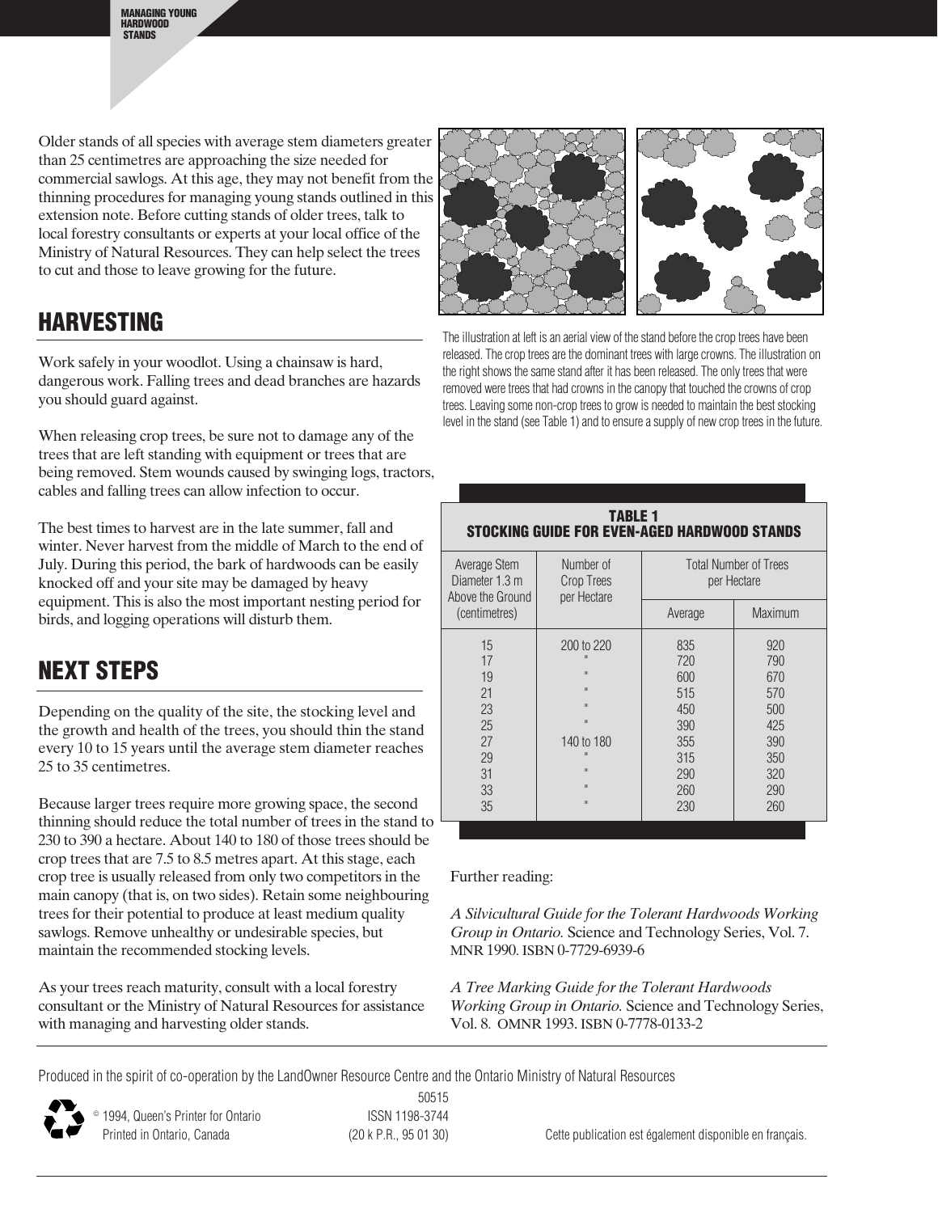Older stands of all species with average stem diameters greater than 25 centimetres are approaching the size needed for commercial sawlogs. At this age, they may not benefit from the thinning procedures for managing young stands outlined in this extension note. Before cutting stands of older trees, talk to local forestry consultants or experts at your local office of the Ministry of Natural Resources. They can help select the trees to cut and those to leave growing for the future.

The illustration at left is an aerial view of the stand before the crop trees have been released. The crop trees are the dominant trees with large crowns. The illustration on the right shows the same stand after it has been released. The only trees that were removed were trees that had crowns in the canopy that touched the crowns of crop trees. Leaving some non-crop trees to grow is needed to maintain the best stocking level in the stand (see Table 1) and to ensure a supply of new crop trees in the future.

## HARVESTING

Work safely in your woodlot. Using a chainsaw is hard, dangerous work. Falling trees and dead branches are hazards you should guard against.

When releasing crop trees, be sure not to damage any of the trees that are left standing with equipment or trees that are being removed. Stem wounds caused by swinging logs, tractors, cables and falling trees can allow infection to occur.

The best times to harvest are in the late summer, fall and winter. Never harvest from the middle of March to the end of July. During this period, the bark of hardwoods can be easily knocked off and your site may be damaged by heavy equipment. This is also the most important nesting period for birds, and logging operations will disturb them.

## NEXT STEPS

Depending on the quality of the site, the stocking level and the growth and health of the trees, you should thin the stand every 10 to 15 years until the average stem diameter reaches 25 to 35 centimetres.

Because larger trees require more growing space, the second thinning should reduce the total number of trees in the stand to 230 to 390 a hectare. About 140 to 180 of those trees should be crop trees that are 7.5 to 8.5 metres apart. At this stage, each crop tree is usually released from only two competitors in the main canopy (that is, on two sides). Retain some neighbouring trees for their potential to produce at least medium quality sawlogs. Remove unhealthy or undesirable species, but maintain the recommended stocking levels.

As your trees reach maturity, consult with a local forestry consultant or the Ministry of Natural Resources for assistance with managing and harvesting older stands.

**TABLE 1**
**STOCKING GUIDE FOR EVEN-AGED HARDWOOD STANDS**

| Average Stem Diameter 1.3 m Above the Ground (centimetres) | Number of Crop Trees per Hectare | Total Number of Trees per Hectare | |
|---|---|---|---|
| | | Average | Maximum |
| 15 | 200 to 220 | 835 | 920 |
| 17 | " | 720 | 790 |
| 19 | " | 600 | 670 |
| 21 | " | 515 | 570 |
| 23 | " | 450 | 500 |
| 25 | " | 390 | 425 |
| 27 | 140 to 180 | 355 | 390 |
| 29 | " | 315 | 350 |
| 31 | " | 290 | 320 |
| 33 | " | 260 | 290 |
| 35 | " | 230 | 260 |

Further reading:

*A Silvicultural Guide for the Tolerant Hardwoods Working Group in Ontario.* Science and Technology Series, Vol. 7. MNR 1990. ISBN 0-7729-6939-6

*A Tree Marking Guide for the Tolerant Hardwoods Working Group in Ontario.* Science and Technology Series, Vol. 8. OMNR 1993. ISBN 0-7778-0133-2

Produced in the spirit of co-operation by the LandOwner Resource Centre and the Ontario Ministry of Natural Resources

© 1994, Queen's Printer for Ontario
Printed in Ontario, Canada

50515
ISSN 1198-3744
(20 k P.R., 95 01 30)

Cette publication est également disponible en français.